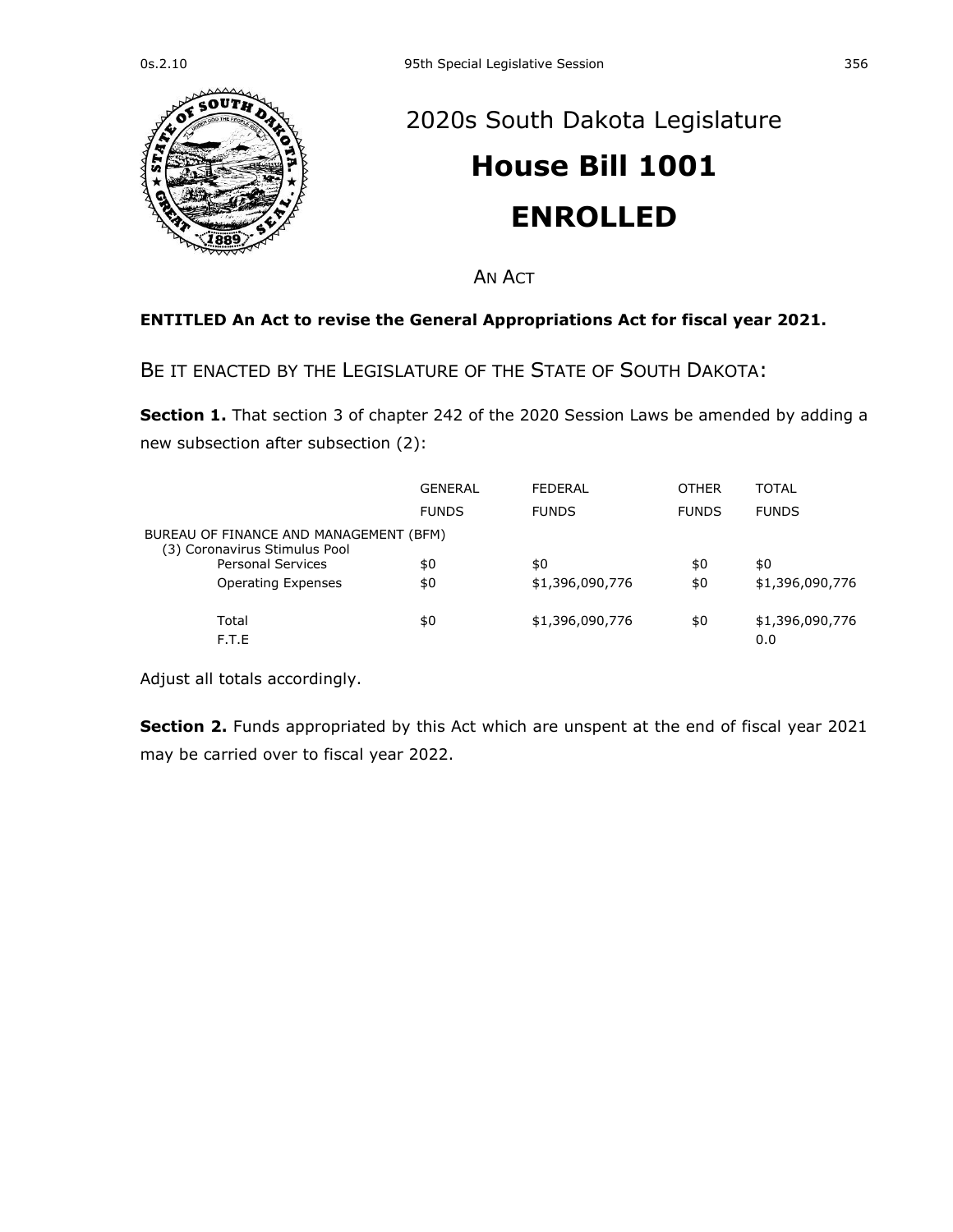# 2020s South Dakota Legislature

# House Bill 1001

# ENROLLED

AN ACT

**ENTITLED An Act to revise the General Appropriations Act for fiscal year 2021.**

BE IT ENACTED BY THE LEGISLATURE OF THE STATE OF SOUTH DAKOTA:

**Section 1.** That section 3 of chapter 242 of the 2020 Session Laws be amended by adding a new subsection after subsection (2):

| | GENERAL FUNDS | FEDERAL FUNDS | OTHER FUNDS | TOTAL FUNDS |
|---|---|---|---|---|
| BUREAU OF FINANCE AND MANAGEMENT (BFM) | | | | |
| (3) Coronavirus Stimulus Pool | | | | |
| Personal Services | $0 | $0 | $0 | $0 |
| Operating Expenses | $0 | $1,396,090,776 | $0 | $1,396,090,776 |
| Total | $0 | $1,396,090,776 | $0 | $1,396,090,776 |
| F.T.E | | | | 0.0 |

Adjust all totals accordingly.

**Section 2.** Funds appropriated by this Act which are unspent at the end of fiscal year 2021 may be carried over to fiscal year 2022.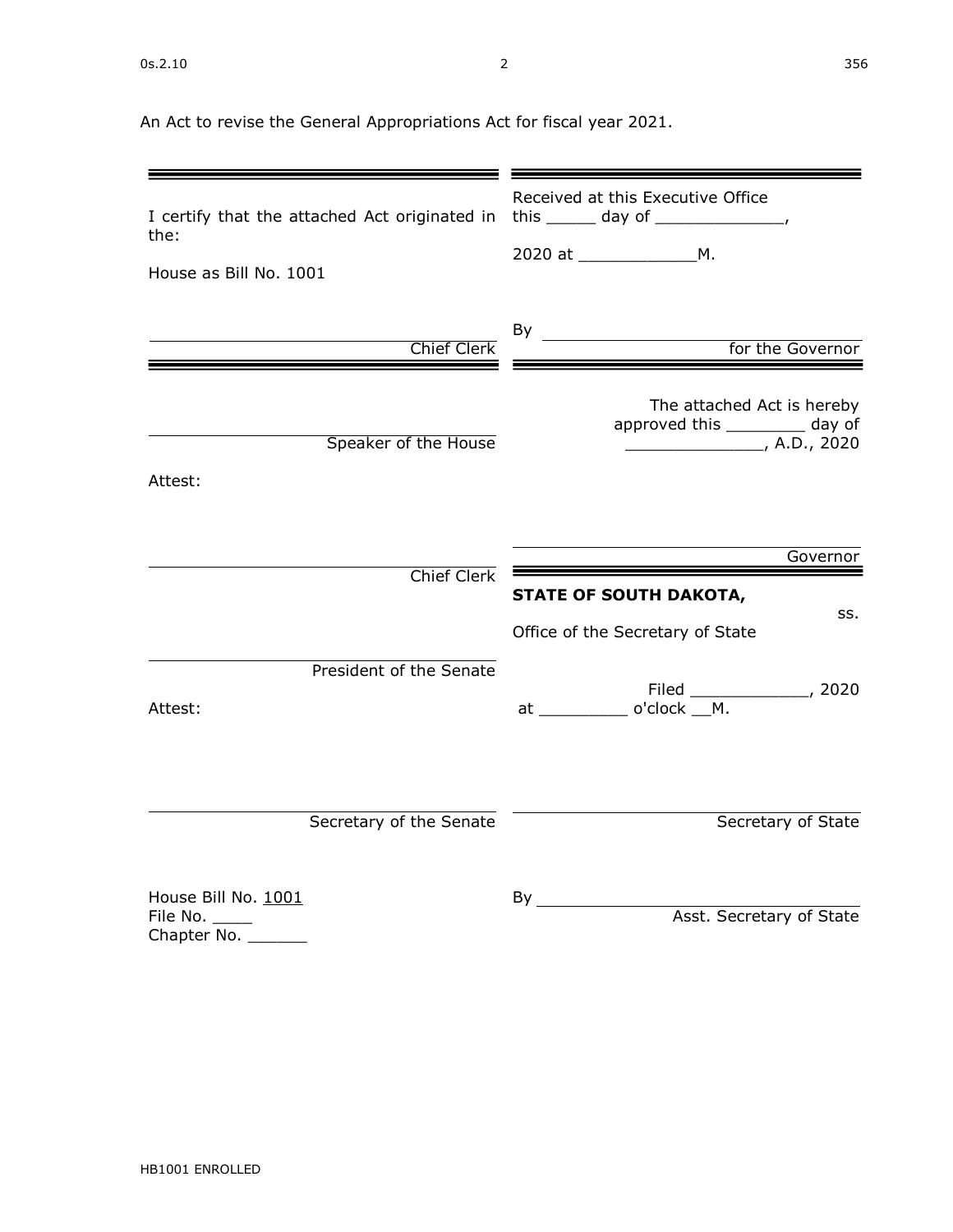An Act to revise the General Appropriations Act for fiscal year 2021.

I certify that the attached Act originated in the:

House as Bill No. 1001

Chief Clerk

Speaker of the House

Attest:

Chief Clerk

President of the Senate

Attest:

Secretary of the Senate

House Bill No. 1001
File No. ____
Chapter No. ______

Received at this Executive Office this _____ day of _____________,

2020 at ____________M.

By

for the Governor

The attached Act is hereby approved this ________ day of ______________, A.D., 2020

Governor

**STATE OF SOUTH DAKOTA,**

ss.

Office of the Secretary of State

Filed ____________, 2020 at _________ o'clock __M.

Secretary of State

By

Asst. Secretary of State